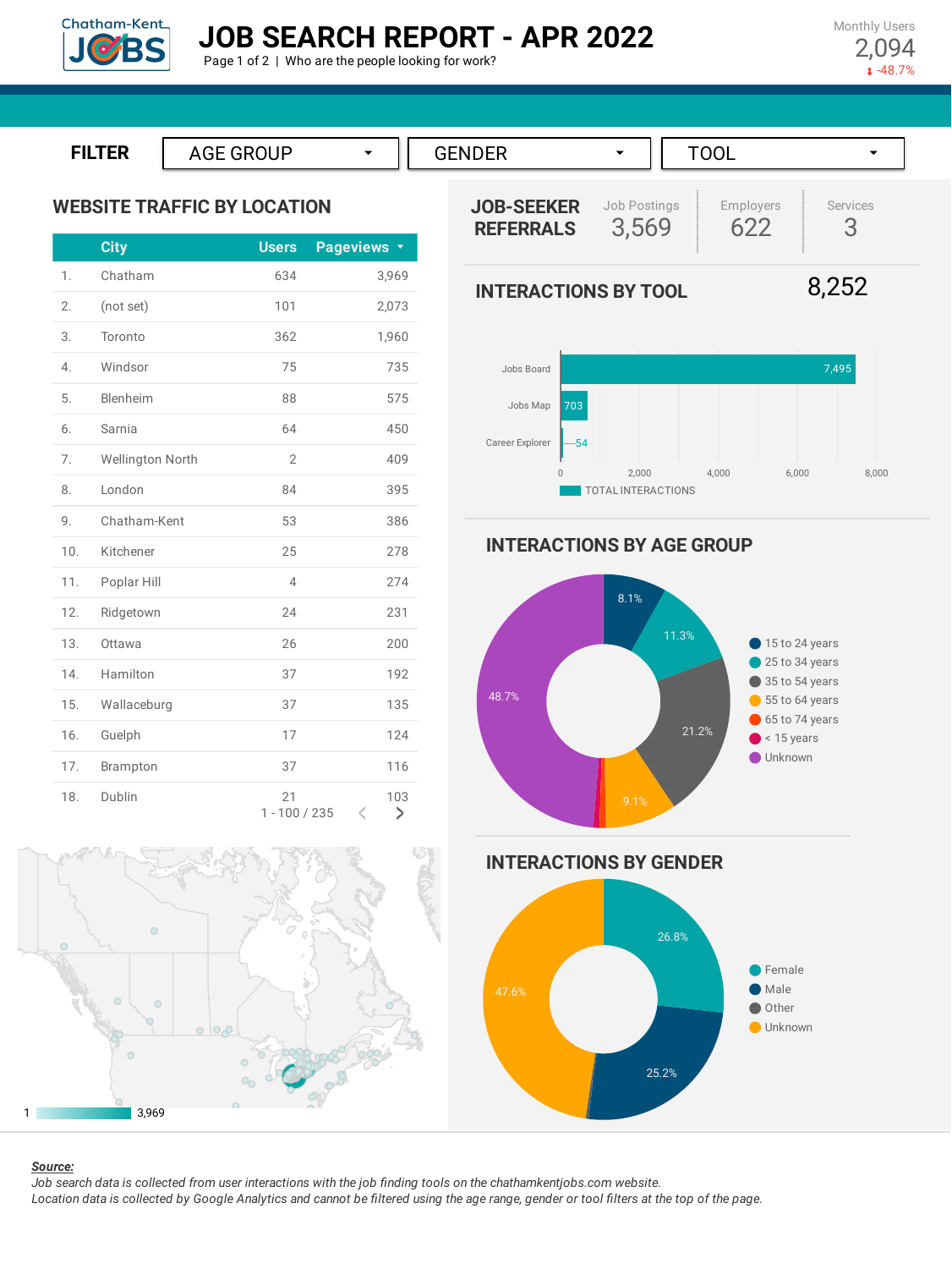Chatham-Kent JOBS

# JOB SEARCH REPORT - APR 2022

Page 1 of 2 | Who are the people looking for work?

Monthly Users
2,094
-48.7%

**FILTER** AGE GROUP | GENDER | TOOL

## WEBSITE TRAFFIC BY LOCATION

| | City | Users | Pageviews |
|---|---|---|---|
| 1. | Chatham | 634 | 3,969 |
| 2. | (not set) | 101 | 2,073 |
| 3. | Toronto | 362 | 1,960 |
| 4. | Windsor | 75 | 735 |
| 5. | Blenheim | 88 | 575 |
| 6. | Sarnia | 64 | 450 |
| 7. | Wellington North | 2 | 409 |
| 8. | London | 84 | 395 |
| 9. | Chatham-Kent | 53 | 386 |
| 10. | Kitchener | 25 | 278 |
| 11. | Poplar Hill | 4 | 274 |
| 12. | Ridgetown | 24 | 231 |
| 13. | Ottawa | 26 | 200 |
| 14. | Hamilton | 37 | 192 |
| 15. | Wallaceburg | 37 | 135 |
| 16. | Guelph | 17 | 124 |
| 17. | Brampton | 37 | 116 |
| 18. | Dublin | 21 | 103 |

1 - 100 / 235

Map scale: 1 – 3,969

## JOB-SEEKER REFERRALS

| Job Postings | Employers | Services |
|---|---|---|
| 3,569 | 622 | 3 |

## INTERACTIONS BY TOOL

8,252

| Tool | Total Interactions |
|---|---|
| Jobs Board | 7,495 |
| Jobs Map | 703 |
| Career Explorer | 54 |

## INTERACTIONS BY AGE GROUP

| Age Group | Share |
|---|---|
| 15 to 24 years | 8.1% |
| 25 to 34 years | 11.3% |
| 35 to 54 years | 21.2% |
| 55 to 64 years | 9.1% |
| 65 to 74 years | |
| < 15 years | |
| Unknown | 48.7% |

## INTERACTIONS BY GENDER

| Gender | Share |
|---|---|
| Female | 26.8% |
| Male | 25.2% |
| Other | |
| Unknown | 47.6% |

***Source:***

*Job search data is collected from user interactions with the job finding tools on the chathamkentjobs.com website.*
*Location data is collected by Google Analytics and cannot be filtered using the age range, gender or tool filters at the top of the page.*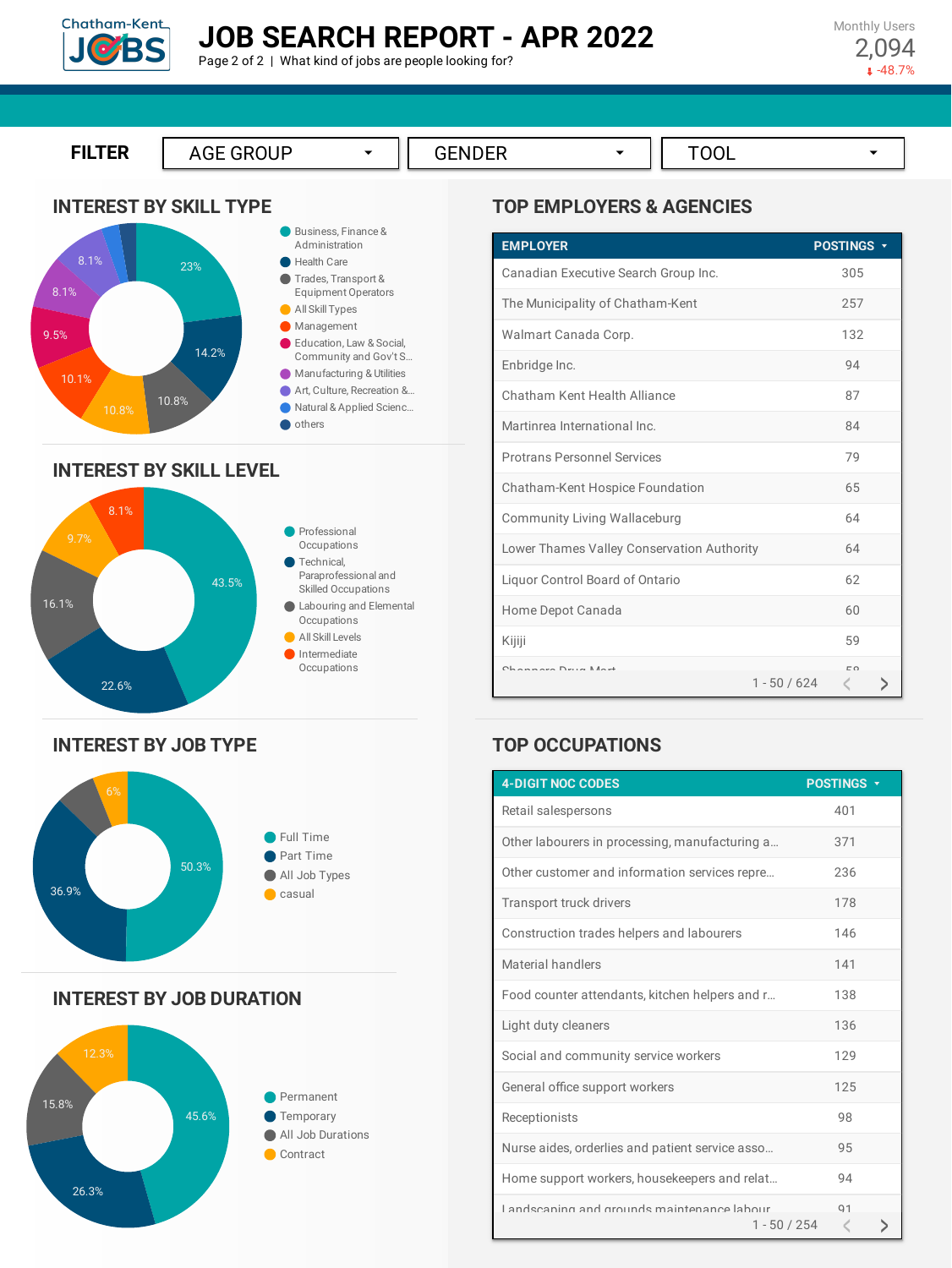# JOB SEARCH REPORT - APR 2022

Page 2 of 2 | What kind of jobs are people looking for?

Monthly Users
2,094
-48.7%

FILTER: AGE GROUP | GENDER | TOOL

## INTEREST BY SKILL TYPE

23%
14.2%
10.8%
10.8%
10.1%
9.5%
8.1%
8.1%

- Business, Finance & Administration
- Health Care
- Trades, Transport & Equipment Operators
- All Skill Types
- Management
- Education, Law & Social, Community and Gov't S...
- Manufacturing & Utilities
- Art, Culture, Recreation &...
- Natural & Applied Scienc...
- others

## INTEREST BY SKILL LEVEL

43.5%
22.6%
16.1%
9.7%
8.1%

- Professional Occupations
- Technical, Paraprofessional and Skilled Occupations
- Labouring and Elemental Occupations
- All Skill Levels
- Intermediate Occupations

## INTEREST BY JOB TYPE

50.3%
36.9%
6%

- Full Time
- Part Time
- All Job Types
- casual

## INTEREST BY JOB DURATION

45.6%
26.3%
15.8%
12.3%

- Permanent
- Temporary
- All Job Durations
- Contract

## TOP EMPLOYERS & AGENCIES

| EMPLOYER | POSTINGS |
|---|---|
| Canadian Executive Search Group Inc. | 305 |
| The Municipality of Chatham-Kent | 257 |
| Walmart Canada Corp. | 132 |
| Enbridge Inc. | 94 |
| Chatham Kent Health Alliance | 87 |
| Martinrea International Inc. | 84 |
| Protrans Personnel Services | 79 |
| Chatham-Kent Hospice Foundation | 65 |
| Community Living Wallaceburg | 64 |
| Lower Thames Valley Conservation Authority | 64 |
| Liquor Control Board of Ontario | 62 |
| Home Depot Canada | 60 |
| Kijiji | 59 |
| Shoppers Drug Mart | 58 |

1 - 50 / 624

## TOP OCCUPATIONS

| 4-DIGIT NOC CODES | POSTINGS |
|---|---|
| Retail salespersons | 401 |
| Other labourers in processing, manufacturing a... | 371 |
| Other customer and information services repre... | 236 |
| Transport truck drivers | 178 |
| Construction trades helpers and labourers | 146 |
| Material handlers | 141 |
| Food counter attendants, kitchen helpers and r... | 138 |
| Light duty cleaners | 136 |
| Social and community service workers | 129 |
| General office support workers | 125 |
| Receptionists | 98 |
| Nurse aides, orderlies and patient service asso... | 95 |
| Home support workers, housekeepers and relat... | 94 |
| Landscaping and grounds maintenance labour... | 91 |

1 - 50 / 254